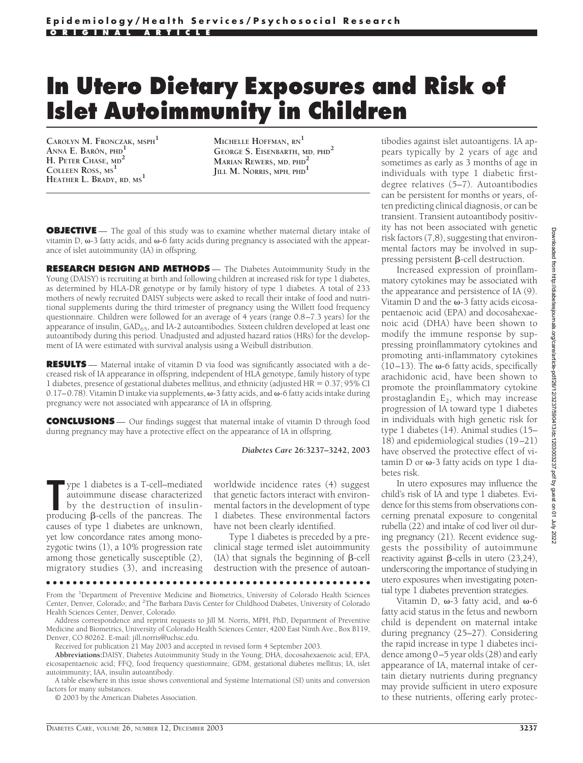Epidemiology/Health Services/Psychosocial Research

ORIGINAL ARTICLE

# In Utero Dietary Exposures and Risk of Islet Autoimmunity in Children

Carolyn M. Fronczak, MSPH[1]
Anna E. Barón, PHD[1]
H. Peter Chase, MD[2]
Colleen Ross, MS[1]
Heather L. Brady, RD, MS[1]
Michelle Hoffman, RN[1]
George S. Eisenbarth, MD, PHD[2]
Marian Rewers, MD, PHD[2]
Jill M. Norris, MPH, PHD[1]

**OBJECTIVE** — The goal of this study was to examine whether maternal dietary intake of vitamin D, ω-3 fatty acids, and ω-6 fatty acids during pregnancy is associated with the appearance of islet autoimmunity (IA) in offspring.

**RESEARCH DESIGN AND METHODS** — The Diabetes Autoimmunity Study in the Young (DAISY) is recruiting at birth and following children at increased risk for type 1 diabetes, as determined by HLA-DR genotype or by family history of type 1 diabetes. A total of 233 mothers of newly recruited DAISY subjects were asked to recall their intake of food and nutritional supplements during the third trimester of pregnancy using the Willett food frequency questionnaire. Children were followed for an average of 4 years (range 0.8–7.3 years) for the appearance of insulin, $GAD_{65}$, and IA-2 autoantibodies. Sixteen children developed at least one autoantibody during this period. Unadjusted and adjusted hazard ratios (HRs) for the development of IA were estimated with survival analysis using a Weibull distribution.

**RESULTS** — Maternal intake of vitamin D via food was significantly associated with a decreased risk of IA appearance in offspring, independent of HLA genotype, family history of type 1 diabetes, presence of gestational diabetes mellitus, and ethnicity (adjusted HR = 0.37; 95% CI 0.17–0.78). Vitamin D intake via supplements, ω-3 fatty acids, and ω-6 fatty acids intake during pregnancy were not associated with appearance of IA in offspring.

**CONCLUSIONS** — Our findings suggest that maternal intake of vitamin D through food during pregnancy may have a protective effect on the appearance of IA in offspring.

*Diabetes Care* 26:3237–3242, 2003

Type 1 diabetes is a T-cell–mediated autoimmune disease characterized by the destruction of insulin-producing β-cells of the pancreas. The causes of type 1 diabetes are unknown, yet low concordance rates among monozygotic twins (1), a 10% progression rate among those genetically susceptible (2), migratory studies (3), and increasing worldwide incidence rates (4) suggest that genetic factors interact with environmental factors in the development of type 1 diabetes. These environmental factors have not been clearly identified.

Type 1 diabetes is preceded by a preclinical stage termed islet autoimmunity (IA) that signals the beginning of β-cell destruction with the presence of autoantibodies against islet autoantigens. IA appears typically by 2 years of age and sometimes as early as 3 months of age in individuals with type 1 diabetic first-degree relatives (5–7). Autoantibodies can be persistent for months or years, often predicting clinical diagnosis, or can be transient. Transient autoantibody positivity has not been associated with genetic risk factors (7,8), suggesting that environmental factors may be involved in suppressing persistent β-cell destruction.

Increased expression of proinflammatory cytokines may be associated with the appearance and persistence of IA (9). Vitamin D and the ω-3 fatty acids eicosapentaenoic acid (EPA) and docosahexaenoic acid (DHA) have been shown to modify the immune response by suppressing proinflammatory cytokines and promoting anti-inflammatory cytokines (10–13). The ω-6 fatty acids, specifically arachidonic acid, have been shown to promote the proinflammatory cytokine prostaglandin $E_2$, which may increase progression of IA toward type 1 diabetes in individuals with high genetic risk for type 1 diabetes (14). Animal studies (15–18) and epidemiological studies (19–21) have observed the protective effect of vitamin D or ω-3 fatty acids on type 1 diabetes risk.

In utero exposures may influence the child's risk of IA and type 1 diabetes. Evidence for this stems from observations concerning prenatal exposure to congenital rubella (22) and intake of cod liver oil during pregnancy (21). Recent evidence suggests the possibility of autoimmune reactivity against β-cells in utero (23,24), underscoring the importance of studying in utero exposures when investigating potential type 1 diabetes prevention strategies.

Vitamin D, ω-3 fatty acid, and ω-6 fatty acid status in the fetus and newborn child is dependent on maternal intake during pregnancy (25–27). Considering the rapid increase in type 1 diabetes incidence among 0–5 year olds (28) and early appearance of IA, maternal intake of certain dietary nutrients during pregnancy may provide sufficient in utero exposure to these nutrients, offering early protec-

From the [1]Department of Preventive Medicine and Biometrics, University of Colorado Health Sciences Center, Denver, Colorado; and [2]The Barbara Davis Center for Childhood Diabetes, University of Colorado Health Sciences Center, Denver, Colorado.

Address correspondence and reprint requests to Jill M. Norris, MPH, PhD, Department of Preventive Medicine and Biometrics, University of Colorado Health Sciences Center, 4200 East Ninth Ave., Box B119, Denver, CO 80262. E-mail: jill.norris@uchsc.edu.

Received for publication 21 May 2003 and accepted in revised form 4 September 2003.

**Abbreviations:** DAISY, Diabetes Autoimmunity Study in the Young; DHA, docosahexaenoic acid; EPA, eicosapentaenoic acid; FFQ, food frequency questionnaire; GDM, gestational diabetes mellitus; IA, islet autoimmunity; IAA, insulin autoantibody.

A table elsewhere in this issue shows conventional and Système International (SI) units and conversion factors for many substances.

© 2003 by the American Diabetes Association.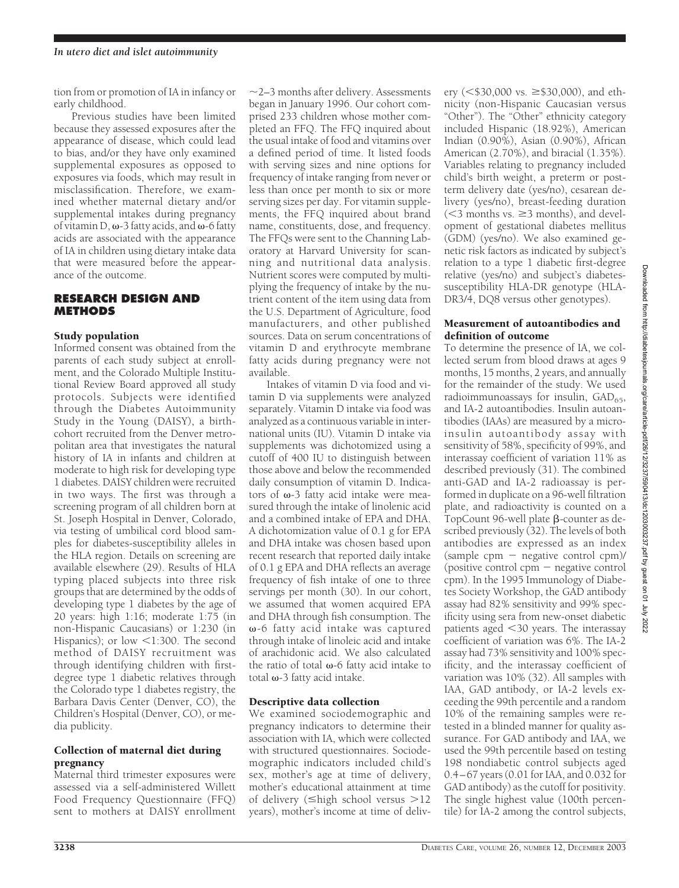tion from or promotion of IA in infancy or early childhood.

Previous studies have been limited because they assessed exposures after the appearance of disease, which could lead to bias, and/or they have only examined supplemental exposures as opposed to exposures via foods, which may result in misclassification. Therefore, we examined whether maternal dietary and/or supplemental intakes during pregnancy of vitamin D, ω-3 fatty acids, and ω-6 fatty acids are associated with the appearance of IA in children using dietary intake data that were measured before the appearance of the outcome.

## RESEARCH DESIGN AND METHODS

### Study population

Informed consent was obtained from the parents of each study subject at enrollment, and the Colorado Multiple Institutional Review Board approved all study protocols. Subjects were identified through the Diabetes Autoimmunity Study in the Young (DAISY), a birth-cohort recruited from the Denver metropolitan area that investigates the natural history of IA in infants and children at moderate to high risk for developing type 1 diabetes. DAISY children were recruited in two ways. The first was through a screening program of all children born at St. Joseph Hospital in Denver, Colorado, via testing of umbilical cord blood samples for diabetes-susceptibility alleles in the HLA region. Details on screening are available elsewhere (29). Results of HLA typing placed subjects into three risk groups that are determined by the odds of developing type 1 diabetes by the age of 20 years: high 1:16; moderate 1:75 (in non-Hispanic Caucasians) or 1:230 (in Hispanics); or low <1:300. The second method of DAISY recruitment was through identifying children with first-degree type 1 diabetic relatives through the Colorado type 1 diabetes registry, the Barbara Davis Center (Denver, CO), the Children's Hospital (Denver, CO), or media publicity.

### Collection of maternal diet during pregnancy

Maternal third trimester exposures were assessed via a self-administered Willett Food Frequency Questionnaire (FFQ) sent to mothers at DAISY enrollment ~2–3 months after delivery. Assessments began in January 1996. Our cohort comprised 233 children whose mother completed an FFQ. The FFQ inquired about the usual intake of food and vitamins over a defined period of time. It listed foods with serving sizes and nine options for frequency of intake ranging from never or less than once per month to six or more serving sizes per day. For vitamin supplements, the FFQ inquired about brand name, constituents, dose, and frequency. The FFQs were sent to the Channing Laboratory at Harvard University for scanning and nutritional data analysis. Nutrient scores were computed by multiplying the frequency of intake by the nutrient content of the item using data from the U.S. Department of Agriculture, food manufacturers, and other published sources. Data on serum concentrations of vitamin D and erythrocyte membrane fatty acids during pregnancy were not available.

Intakes of vitamin D via food and vitamin D via supplements were analyzed separately. Vitamin D intake via food was analyzed as a continuous variable in international units (IU). Vitamin D intake via supplements was dichotomized using a cutoff of 400 IU to distinguish between those above and below the recommended daily consumption of vitamin D. Indicators of ω-3 fatty acid intake were measured through the intake of linolenic acid and a combined intake of EPA and DHA. A dichotomization value of 0.1 g for EPA and DHA intake was chosen based upon recent research that reported daily intake of 0.1 g EPA and DHA reflects an average frequency of fish intake of one to three servings per month (30). In our cohort, we assumed that women acquired EPA and DHA through fish consumption. The ω-6 fatty acid intake was captured through intake of linoleic acid and intake of arachidonic acid. We also calculated the ratio of total ω-6 fatty acid intake to total ω-3 fatty acid intake.

### Descriptive data collection

We examined sociodemographic and pregnancy indicators to determine their association with IA, which were collected with structured questionnaires. Sociodemographic indicators included child's sex, mother's age at time of delivery, mother's educational attainment at time of delivery (≤high school versus >12 years), mother's income at time of delivery (<\$30,000 vs. ≥\$30,000), and ethnicity (non-Hispanic Caucasian versus "Other"). The "Other" ethnicity category included Hispanic (18.92%), American Indian (0.90%), Asian (0.90%), African American (2.70%), and biracial (1.35%). Variables relating to pregnancy included child's birth weight, a preterm or post-term delivery date (yes/no), cesarean delivery (yes/no), breast-feeding duration (<3 months vs. ≥3 months), and development of gestational diabetes mellitus (GDM) (yes/no). We also examined genetic risk factors as indicated by subject's relation to a type 1 diabetic first-degree relative (yes/no) and subject's diabetes-susceptibility HLA-DR genotype (HLA-DR3/4, DQ8 versus other genotypes).

### Measurement of autoantibodies and definition of outcome

To determine the presence of IA, we collected serum from blood draws at ages 9 months, 15 months, 2 years, and annually for the remainder of the study. We used radioimmunoassays for insulin, $GAD_{65}$, and IA-2 autoantibodies. Insulin autoantibodies (IAAs) are measured by a microinsulin autoantibody assay with sensitivity of 58%, specificity of 99%, and interassay coefficient of variation 11% as described previously (31). The combined anti-GAD and IA-2 radioassay is performed in duplicate on a 96-well filtration plate, and radioactivity is counted on a TopCount 96-well plate β-counter as described previously (32). The levels of both antibodies are expressed as an index (sample cpm − negative control cpm)/(positive control cpm − negative control cpm). In the 1995 Immunology of Diabetes Society Workshop, the GAD antibody assay had 82% sensitivity and 99% specificity using sera from new-onset diabetic patients aged <30 years. The interassay coefficient of variation was 6%. The IA-2 assay had 73% sensitivity and 100% specificity, and the interassay coefficient of variation was 10% (32). All samples with IAA, GAD antibody, or IA-2 levels exceeding the 99th percentile and a random 10% of the remaining samples were retested in a blinded manner for quality assurance. For GAD antibody and IAA, we used the 99th percentile based on testing 198 nondiabetic control subjects aged 0.4–67 years (0.01 for IAA, and 0.032 for GAD antibody) as the cutoff for positivity. The single highest value (100th percentile) for IA-2 among the control subjects,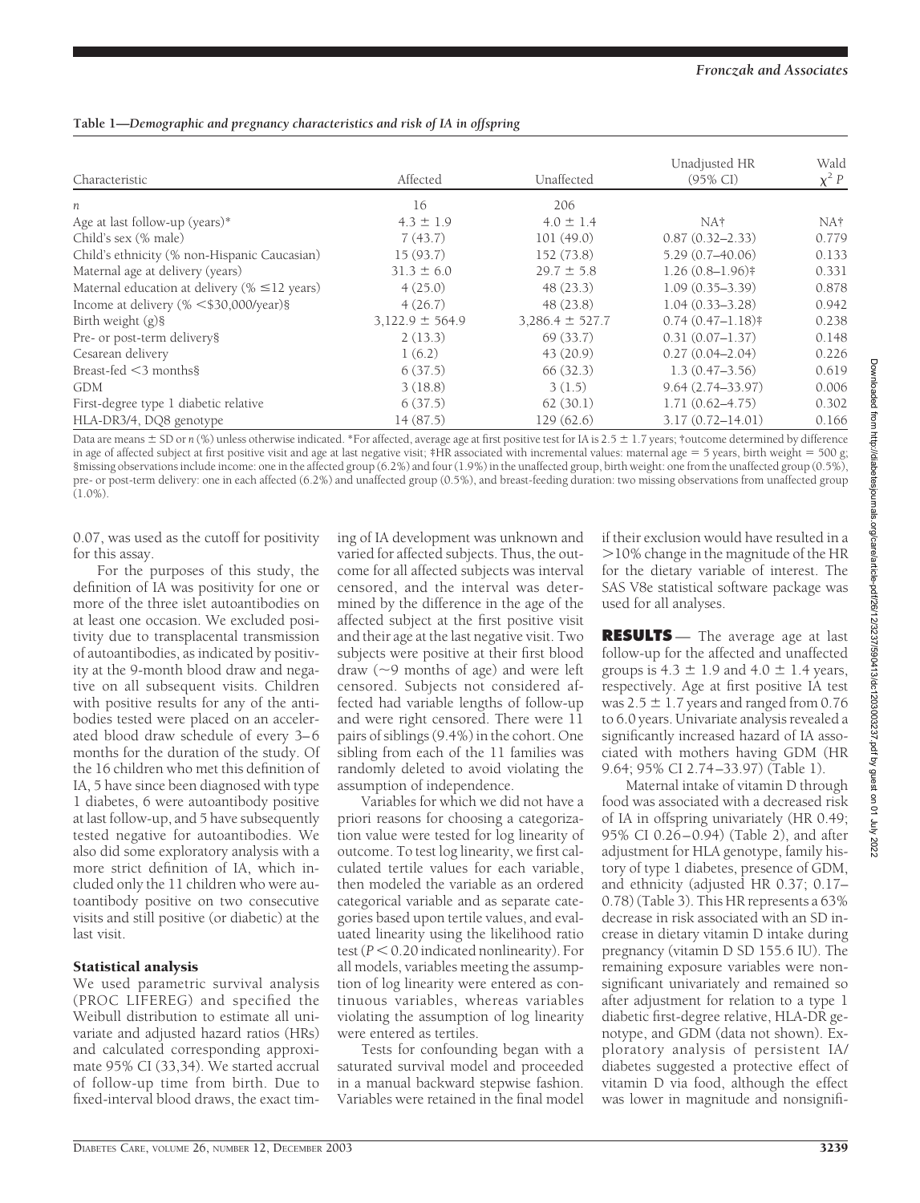**Table 1—Demographic and pregnancy characteristics and risk of IA in offspring**

| Characteristic | Affected | Unaffected | Unadjusted HR (95% CI) | Wald $\chi^2$ P |
|---|---|---|---|---|
| $n$ | 16 | 206 | | |
| Age at last follow-up (years)* | 4.3 ± 1.9 | 4.0 ± 1.4 | NA† | NA† |
| Child's sex (% male) | 7 (43.7) | 101 (49.0) | 0.87 (0.32–2.33) | 0.779 |
| Child's ethnicity (% non-Hispanic Caucasian) | 15 (93.7) | 152 (73.8) | 5.29 (0.7–40.06) | 0.133 |
| Maternal age at delivery (years) | 31.3 ± 6.0 | 29.7 ± 5.8 | 1.26 (0.8–1.96)‡ | 0.331 |
| Maternal education at delivery (% ≤12 years) | 4 (25.0) | 48 (23.3) | 1.09 (0.35–3.39) | 0.878 |
| Income at delivery (% <$30,000/year)§ | 4 (26.7) | 48 (23.8) | 1.04 (0.33–3.28) | 0.942 |
| Birth weight (g)§ | 3,122.9 ± 564.9 | 3,286.4 ± 527.7 | 0.74 (0.47–1.18)‡ | 0.238 |
| Pre- or post-term delivery§ | 2 (13.3) | 69 (33.7) | 0.31 (0.07–1.37) | 0.148 |
| Cesarean delivery | 1 (6.2) | 43 (20.9) | 0.27 (0.04–2.04) | 0.226 |
| Breast-fed <3 months§ | 6 (37.5) | 66 (32.3) | 1.3 (0.47–3.56) | 0.619 |
| GDM | 3 (18.8) | 3 (1.5) | 9.64 (2.74–33.97) | 0.006 |
| First-degree type 1 diabetic relative | 6 (37.5) | 62 (30.1) | 1.71 (0.62–4.75) | 0.302 |
| HLA-DR3/4, DQ8 genotype | 14 (87.5) | 129 (62.6) | 3.17 (0.72–14.01) | 0.166 |

Data are means ± SD or $n$ (%) unless otherwise indicated. *For affected, average age at first positive test for IA is 2.5 ± 1.7 years; †outcome determined by difference in age of affected subject at first positive visit and age at last negative visit; ‡HR associated with incremental values: maternal age = 5 years, birth weight = 500 g; §missing observations include income: one in the affected group (6.2%) and four (1.9%) in the unaffected group, birth weight: one from the unaffected group (0.5%), pre- or post-term delivery: one in each affected (6.2%) and unaffected group (0.5%), and breast-feeding duration: two missing observations from unaffected group (1.0%).

0.07, was used as the cutoff for positivity for this assay.

For the purposes of this study, the definition of IA was positivity for one or more of the three islet autoantibodies on at least one occasion. We excluded positivity due to transplacental transmission of autoantibodies, as indicated by positivity at the 9-month blood draw and negative on all subsequent visits. Children with positive results for any of the antibodies tested were placed on an accelerated blood draw schedule of every 3–6 months for the duration of the study. Of the 16 children who met this definition of IA, 5 have since been diagnosed with type 1 diabetes, 6 were autoantibody positive at last follow-up, and 5 have subsequently tested negative for autoantibodies. We also did some exploratory analysis with a more strict definition of IA, which included only the 11 children who were autoantibody positive on two consecutive visits and still positive (or diabetic) at the last visit.

### Statistical analysis

We used parametric survival analysis (PROC LIFEREG) and specified the Weibull distribution to estimate all univariate and adjusted hazard ratios (HRs) and calculated corresponding approximate 95% CI (33,34). We started accrual of follow-up time from birth. Due to fixed-interval blood draws, the exact timing of IA development was unknown and varied for affected subjects. Thus, the outcome for all affected subjects was interval censored, and the interval was determined by the difference in the age of the affected subject at the first positive visit and their age at the last negative visit. Two subjects were positive at their first blood draw (~9 months of age) and were left censored. Subjects not considered affected had variable lengths of follow-up and were right censored. There were 11 pairs of siblings (9.4%) in the cohort. One sibling from each of the 11 families was randomly deleted to avoid violating the assumption of independence.

Variables for which we did not have a priori reasons for choosing a categorization value were tested for log linearity of outcome. To test log linearity, we first calculated tertile values for each variable, then modeled the variable as an ordered categorical variable and as separate categories based upon tertile values, and evaluated linearity using the likelihood ratio test ($P < 0.20$ indicated nonlinearity). For all models, variables meeting the assumption of log linearity were entered as continuous variables, whereas variables violating the assumption of log linearity were entered as tertiles.

Tests for confounding began with a saturated survival model and proceeded in a manual backward stepwise fashion. Variables were retained in the final model if their exclusion would have resulted in a >10% change in the magnitude of the HR for the dietary variable of interest. The SAS V8e statistical software package was used for all analyses.

## RESULTS

The average age at last follow-up for the affected and unaffected groups is 4.3 ± 1.9 and 4.0 ± 1.4 years, respectively. Age at first positive IA test was 2.5 ± 1.7 years and ranged from 0.76 to 6.0 years. Univariate analysis revealed a significantly increased hazard of IA associated with mothers having GDM (HR 9.64; 95% CI 2.74–33.97) (Table 1).

Maternal intake of vitamin D through food was associated with a decreased risk of IA in offspring univariately (HR 0.49; 95% CI 0.26–0.94) (Table 2), and after adjustment for HLA genotype, family history of type 1 diabetes, presence of GDM, and ethnicity (adjusted HR 0.37; 0.17–0.78) (Table 3). This HR represents a 63% decrease in risk associated with an SD increase in dietary vitamin D intake during pregnancy (vitamin D SD 155.6 IU). The remaining exposure variables were nonsignificant univariately and remained so after adjustment for relation to a type 1 diabetic first-degree relative, HLA-DR genotype, and GDM (data not shown). Exploratory analysis of persistent IA/diabetes suggested a protective effect of vitamin D via food, although the effect was lower in magnitude and nonsignifi-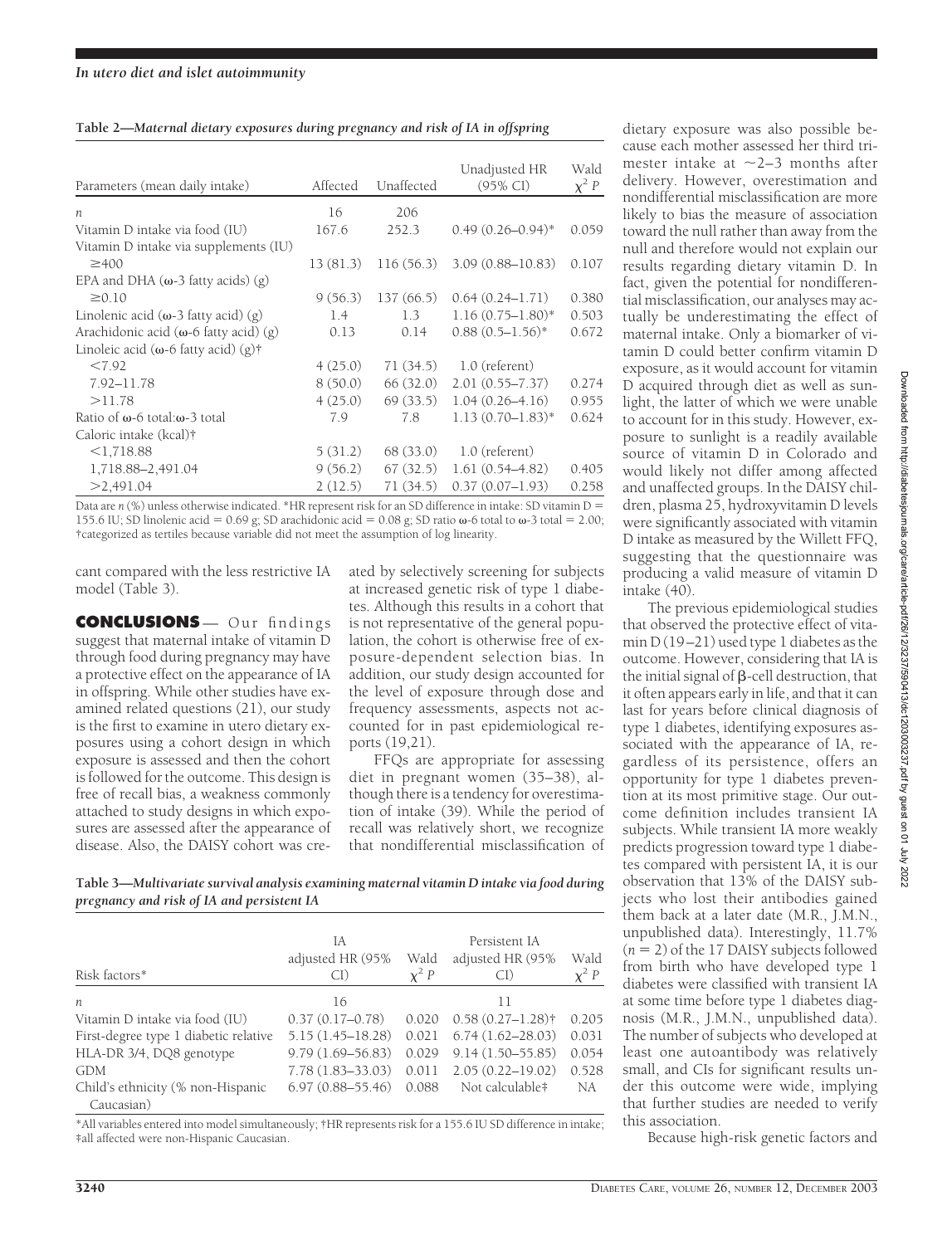**Table 2—Maternal dietary exposures during pregnancy and risk of IA in offspring**

| Parameters (mean daily intake) | Affected | Unaffected | Unadjusted HR (95% CI) | Wald $\chi^2$ $P$ |
|---|---|---|---|---|
| $n$ | 16 | 206 | | |
| Vitamin D intake via food (IU) | 167.6 | 252.3 | 0.49 (0.26–0.94)* | 0.059 |
| Vitamin D intake via supplements (IU) | | | | |
| ≥400 | 13 (81.3) | 116 (56.3) | 3.09 (0.88–10.83) | 0.107 |
| EPA and DHA (ω-3 fatty acids) (g) | | | | |
| ≥0.10 | 9 (56.3) | 137 (66.5) | 0.64 (0.24–1.71) | 0.380 |
| Linolenic acid (ω-3 fatty acid) (g) | 1.4 | 1.3 | 1.16 (0.75–1.80)* | 0.503 |
| Arachidonic acid (ω-6 fatty acid) (g) | 0.13 | 0.14 | 0.88 (0.5–1.56)* | 0.672 |
| Linoleic acid (ω-6 fatty acid) (g)† | | | | |
| <7.92 | 4 (25.0) | 71 (34.5) | 1.0 (referent) | |
| 7.92–11.78 | 8 (50.0) | 66 (32.0) | 2.01 (0.55–7.37) | 0.274 |
| >11.78 | 4 (25.0) | 69 (33.5) | 1.04 (0.26–4.16) | 0.955 |
| Ratio of ω-6 total:ω-3 total | 7.9 | 7.8 | 1.13 (0.70–1.83)* | 0.624 |
| Caloric intake (kcal)† | | | | |
| <1,718.88 | 5 (31.2) | 68 (33.0) | 1.0 (referent) | |
| 1,718.88–2,491.04 | 9 (56.2) | 67 (32.5) | 1.61 (0.54–4.82) | 0.405 |
| >2,491.04 | 2 (12.5) | 71 (34.5) | 0.37 (0.07–1.93) | 0.258 |

Data are $n$ (%) unless otherwise indicated. *HR represent risk for an SD difference in intake: SD vitamin D = 155.6 IU; SD linolenic acid = 0.69 g; SD arachidonic acid = 0.08 g; SD ratio ω-6 total to ω-3 total = 2.00; †categorized as tertiles because variable did not meet the assumption of log linearity.

cant compared with the less restrictive IA model (Table 3).

## CONCLUSIONS

Our findings suggest that maternal intake of vitamin D through food during pregnancy may have a protective effect on the appearance of IA in offspring. While other studies have examined related questions (21), our study is the first to examine in utero dietary exposures using a cohort design in which exposure is assessed and then the cohort is followed for the outcome. This design is free of recall bias, a weakness commonly attached to study designs in which exposures are assessed after the appearance of disease. Also, the DAISY cohort was created by selectively screening for subjects at increased genetic risk of type 1 diabetes. Although this results in a cohort that is not representative of the general population, the cohort is otherwise free of exposure-dependent selection bias. In addition, our study design accounted for the level of exposure through dose and frequency assessments, aspects not accounted for in past epidemiological reports (19,21).

FFQs are appropriate for assessing diet in pregnant women (35–38), although there is a tendency for overestimation of intake (39). While the period of recall was relatively short, we recognize that nondifferential misclassification of dietary exposure was also possible because each mother assessed her third trimester intake at ~2–3 months after delivery. However, overestimation and nondifferential misclassification are more likely to bias the measure of association toward the null rather than away from the null and therefore would not explain our results regarding dietary vitamin D. In fact, given the potential for nondifferential misclassification, our analyses may actually be underestimating the effect of maternal intake. Only a biomarker of vitamin D could better confirm vitamin D exposure, as it would account for vitamin D acquired through diet as well as sunlight, the latter of which we were unable to account for in this study. However, exposure to sunlight is a readily available source of vitamin D in Colorado and would likely not differ among affected and unaffected groups. In the DAISY children, plasma 25, hydroxyvitamin D levels were significantly associated with vitamin D intake as measured by the Willett FFQ, suggesting that the questionnaire was producing a valid measure of vitamin D intake (40).

The previous epidemiological studies that observed the protective effect of vitamin D (19–21) used type 1 diabetes as the outcome. However, considering that IA is the initial signal of β-cell destruction, that it often appears early in life, and that it can last for years before clinical diagnosis of type 1 diabetes, identifying exposures associated with the appearance of IA, regardless of its persistence, offers an opportunity for type 1 diabetes prevention at its most primitive stage. Our outcome definition includes transient IA subjects. While transient IA more weakly predicts progression toward type 1 diabetes compared with persistent IA, it is our observation that 13% of the DAISY subjects who lost their antibodies gained them back at a later date (M.R., J.M.N., unpublished data). Interestingly, 11.7% ($n$ = 2) of the 17 DAISY subjects followed from birth who have developed type 1 diabetes were classified with transient IA at some time before type 1 diabetes diagnosis (M.R., J.M.N., unpublished data). The number of subjects who developed at least one autoantibody was relatively small, and CIs for significant results under this outcome were wide, implying that further studies are needed to verify this association.

**Table 3—Multivariate survival analysis examining maternal vitamin D intake via food during pregnancy and risk of IA and persistent IA**

| Risk factors* | IA adjusted HR (95% CI) | Wald $\chi^2$ $P$ | Persistent IA adjusted HR (95% CI) | Wald $\chi^2$ $P$ |
|---|---|---|---|---|
| $n$ | 16 | | 11 | |
| Vitamin D intake via food (IU) | 0.37 (0.17–0.78) | 0.020 | 0.58 (0.27–1.28)† | 0.205 |
| First-degree type 1 diabetic relative | 5.15 (1.45–18.28) | 0.021 | 6.74 (1.62–28.03) | 0.031 |
| HLA-DR 3/4, DQ8 genotype | 9.79 (1.69–56.83) | 0.029 | 9.14 (1.50–55.85) | 0.054 |
| GDM | 7.78 (1.83–33.03) | 0.011 | 2.05 (0.22–19.02) | 0.528 |
| Child's ethnicity (% non-Hispanic Caucasian) | 6.97 (0.88–55.46) | 0.088 | Not calculable‡ | NA |

*All variables entered into model simultaneously; †HR represents risk for a 155.6 IU SD difference in intake; ‡all affected were non-Hispanic Caucasian.

Because high-risk genetic factors and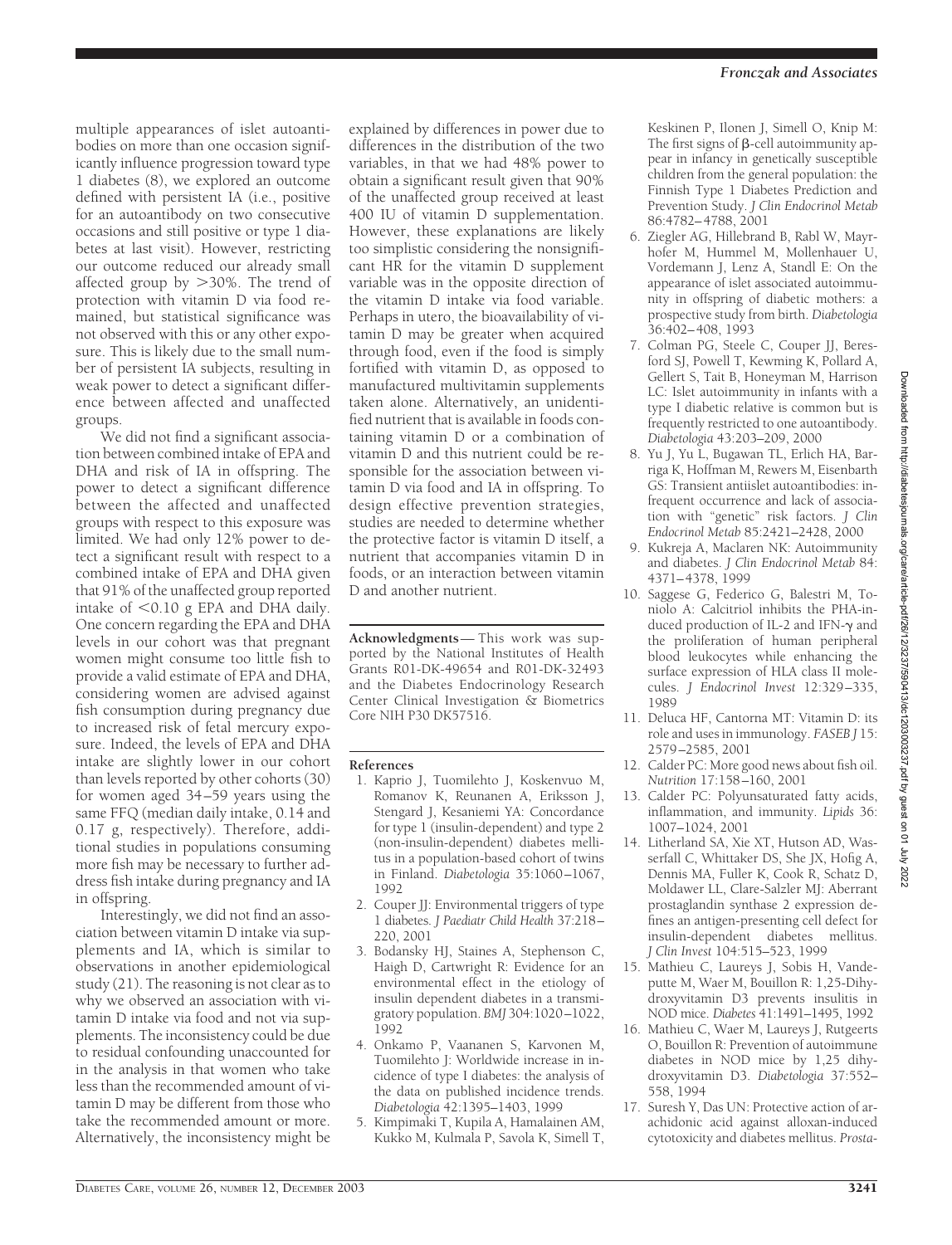multiple appearances of islet autoantibodies on more than one occasion significantly influence progression toward type 1 diabetes (8), we explored an outcome defined with persistent IA (i.e., positive for an autoantibody on two consecutive occasions and still positive or type 1 diabetes at last visit). However, restricting our outcome reduced our already small affected group by >30%. The trend of protection with vitamin D via food remained, but statistical significance was not observed with this or any other exposure. This is likely due to the small number of persistent IA subjects, resulting in weak power to detect a significant difference between affected and unaffected groups.

We did not find a significant association between combined intake of EPA and DHA and risk of IA in offspring. The power to detect a significant difference between the affected and unaffected groups with respect to this exposure was limited. We had only 12% power to detect a significant result with respect to a combined intake of EPA and DHA given that 91% of the unaffected group reported intake of <0.10 g EPA and DHA daily. One concern regarding the EPA and DHA levels in our cohort was that pregnant women might consume too little fish to provide a valid estimate of EPA and DHA, considering women are advised against fish consumption during pregnancy due to increased risk of fetal mercury exposure. Indeed, the levels of EPA and DHA intake are slightly lower in our cohort than levels reported by other cohorts (30) for women aged 34–59 years using the same FFQ (median daily intake, 0.14 and 0.17 g, respectively). Therefore, additional studies in populations consuming more fish may be necessary to further address fish intake during pregnancy and IA in offspring.

Interestingly, we did not find an association between vitamin D intake via supplements and IA, which is similar to observations in another epidemiological study (21). The reasoning is not clear as to why we observed an association with vitamin D intake via food and not via supplements. The inconsistency could be due to residual confounding unaccounted for in the analysis in that women who take less than the recommended amount of vitamin D may be different from those who take the recommended amount or more. Alternatively, the inconsistency might be explained by differences in power due to differences in the distribution of the two variables, in that we had 48% power to obtain a significant result given that 90% of the unaffected group received at least 400 IU of vitamin D supplementation. However, these explanations are likely too simplistic considering the nonsignificant HR for the vitamin D supplement variable was in the opposite direction of the vitamin D intake via food variable. Perhaps in utero, the bioavailability of vitamin D may be greater when acquired through food, even if the food is simply fortified with vitamin D, as opposed to manufactured multivitamin supplements taken alone. Alternatively, an unidentified nutrient that is available in foods containing vitamin D or a combination of vitamin D and this nutrient could be responsible for the association between vitamin D via food and IA in offspring. To design effective prevention strategies, studies are needed to determine whether the protective factor is vitamin D itself, a nutrient that accompanies vitamin D in foods, or an interaction between vitamin D and another nutrient.

**Acknowledgments**— This work was supported by the National Institutes of Health Grants R01-DK-49654 and R01-DK-32493 and the Diabetes Endocrinology Research Center Clinical Investigation & Biometrics Core NIH P30 DK57516.

## References

1. Kaprio J, Tuomilehto J, Koskenvuo M, Romanov K, Reunanen A, Eriksson J, Stengard J, Kesaniemi YA: Concordance for type 1 (insulin-dependent) and type 2 (non-insulin-dependent) diabetes mellitus in a population-based cohort of twins in Finland. *Diabetologia* 35:1060–1067, 1992
2. Couper JJ: Environmental triggers of type 1 diabetes. *J Paediatr Child Health* 37:218–220, 2001
3. Bodansky HJ, Staines A, Stephenson C, Haigh D, Cartwright R: Evidence for an environmental effect in the etiology of insulin dependent diabetes in a transmigratory population. *BMJ* 304:1020–1022, 1992
4. Onkamo P, Vaananen S, Karvonen M, Tuomilehto J: Worldwide increase in incidence of type I diabetes: the analysis of the data on published incidence trends. *Diabetologia* 42:1395–1403, 1999
5. Kimpimaki T, Kupila A, Hamalainen AM, Kukko M, Kulmala P, Savola K, Simell T, Keskinen P, Ilonen J, Simell O, Knip M: The first signs of β-cell autoimmunity appear in infancy in genetically susceptible children from the general population: the Finnish Type 1 Diabetes Prediction and Prevention Study. *J Clin Endocrinol Metab* 86:4782–4788, 2001
6. Ziegler AG, Hillebrand B, Rabl W, Mayrhofer M, Hummel M, Mollenhauer U, Vordemann J, Lenz A, Standl E: On the appearance of islet associated autoimmunity in offspring of diabetic mothers: a prospective study from birth. *Diabetologia* 36:402–408, 1993
7. Colman PG, Steele C, Couper JJ, Beresford SJ, Powell T, Kewming K, Pollard A, Gellert S, Tait B, Honeyman M, Harrison LC: Islet autoimmunity in infants with a type I diabetic relative is common but is frequently restricted to one autoantibody. *Diabetologia* 43:203–209, 2000
8. Yu J, Yu L, Bugawan TL, Erlich HA, Barriga K, Hoffman M, Rewers M, Eisenbarth GS: Transient antiislet autoantibodies: infrequent occurrence and lack of association with "genetic" risk factors. *J Clin Endocrinol Metab* 85:2421–2428, 2000
9. Kukreja A, Maclaren NK: Autoimmunity and diabetes. *J Clin Endocrinol Metab* 84:4371–4378, 1999
10. Saggese G, Federico G, Balestri M, Toniolo A: Calcitriol inhibits the PHA-induced production of IL-2 and IFN-γ and the proliferation of human peripheral blood leukocytes while enhancing the surface expression of HLA class II molecules. *J Endocrinol Invest* 12:329–335, 1989
11. Deluca HF, Cantorna MT: Vitamin D: its role and uses in immunology. *FASEB J* 15:2579–2585, 2001
12. Calder PC: More good news about fish oil. *Nutrition* 17:158–160, 2001
13. Calder PC: Polyunsaturated fatty acids, inflammation, and immunity. *Lipids* 36:1007–1024, 2001
14. Litherland SA, Xie XT, Hutson AD, Wasserfall C, Whittaker DS, She JX, Hofig A, Dennis MA, Fuller K, Cook R, Schatz D, Moldawer LL, Clare-Salzler MJ: Aberrant prostaglandin synthase 2 expression defines an antigen-presenting cell defect for insulin-dependent diabetes mellitus. *J Clin Invest* 104:515–523, 1999
15. Mathieu C, Laureys J, Sobis H, Vandeputte M, Waer M, Bouillon R: 1,25-Dihydroxyvitamin D3 prevents insulitis in NOD mice. *Diabetes* 41:1491–1495, 1992
16. Mathieu C, Waer M, Laureys J, Rutgeerts O, Bouillon R: Prevention of autoimmune diabetes in NOD mice by 1,25 dihydroxyvitamin D3. *Diabetologia* 37:552–558, 1994
17. Suresh Y, Das UN: Protective action of arachidonic acid against alloxan-induced cytotoxicity and diabetes mellitus. *Prosta-*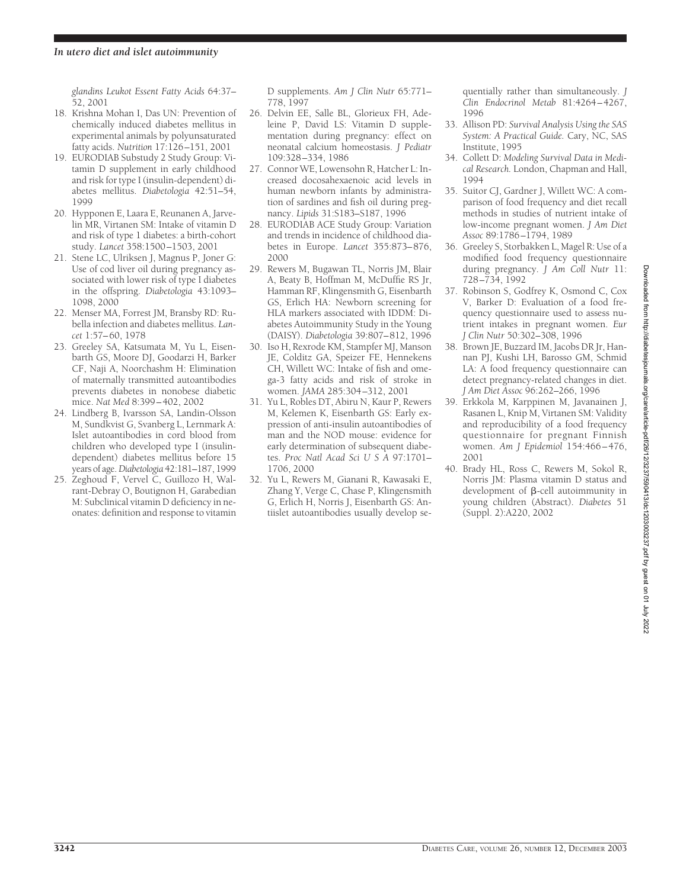glandins Leukot Essent Fatty Acids 64:37–52, 2001

18. Krishna Mohan I, Das UN: Prevention of chemically induced diabetes mellitus in experimental animals by polyunsaturated fatty acids. *Nutrition* 17:126–151, 2001
19. EURODIAB Substudy 2 Study Group: Vitamin D supplement in early childhood and risk for type I (insulin-dependent) diabetes mellitus. *Diabetologia* 42:51–54, 1999
20. Hypponen E, Laara E, Reunanen A, Jarvelin MR, Virtanen SM: Intake of vitamin D and risk of type 1 diabetes: a birth-cohort study. *Lancet* 358:1500–1503, 2001
21. Stene LC, Ulriksen J, Magnus P, Joner G: Use of cod liver oil during pregnancy associated with lower risk of type I diabetes in the offspring. *Diabetologia* 43:1093–1098, 2000
22. Menser MA, Forrest JM, Bransby RD: Rubella infection and diabetes mellitus. *Lancet* 1:57–60, 1978
23. Greeley SA, Katsumata M, Yu L, Eisenbarth GS, Moore DJ, Goodarzi H, Barker CF, Naji A, Noorchashm H: Elimination of maternally transmitted autoantibodies prevents diabetes in nonobese diabetic mice. *Nat Med* 8:399–402, 2002
24. Lindberg B, Ivarsson SA, Landin-Olsson M, Sundkvist G, Svanberg L, Lernmark A: Islet autoantibodies in cord blood from children who developed type I (insulin-dependent) diabetes mellitus before 15 years of age. *Diabetologia* 42:181–187, 1999
25. Zeghoud F, Vervel C, Guillozo H, Walrant-Debray O, Boutignon H, Garabedian M: Subclinical vitamin D deficiency in neonates: definition and response to vitamin D supplements. *Am J Clin Nutr* 65:771–778, 1997
26. Delvin EE, Salle BL, Glorieux FH, Adeleine P, David LS: Vitamin D supplementation during pregnancy: effect on neonatal calcium homeostasis. *J Pediatr* 109:328–334, 1986
27. Connor WE, Lowensohn R, Hatcher L: Increased docosahexaenoic acid levels in human newborn infants by administration of sardines and fish oil during pregnancy. *Lipids* 31:S183–S187, 1996
28. EURODIAB ACE Study Group: Variation and trends in incidence of childhood diabetes in Europe. *Lancet* 355:873–876, 2000
29. Rewers M, Bugawan TL, Norris JM, Blair A, Beaty B, Hoffman M, McDuffie RS Jr, Hamman RF, Klingensmith G, Eisenbarth GS, Erlich HA: Newborn screening for HLA markers associated with IDDM: Diabetes Autoimmunity Study in the Young (DAISY). *Diabetologia* 39:807–812, 1996
30. Iso H, Rexrode KM, Stampfer MJ, Manson JE, Colditz GA, Speizer FE, Hennekens CH, Willett WC: Intake of fish and omega-3 fatty acids and risk of stroke in women. *JAMA* 285:304–312, 2001
31. Yu L, Robles DT, Abiru N, Kaur P, Rewers M, Kelemen K, Eisenbarth GS: Early expression of anti-insulin autoantibodies of man and the NOD mouse: evidence for early determination of subsequent diabetes. *Proc Natl Acad Sci U S A* 97:1701–1706, 2000
32. Yu L, Rewers M, Gianani R, Kawasaki E, Zhang Y, Verge C, Chase P, Klingensmith G, Erlich H, Norris J, Eisenbarth GS: Antiislet autoantibodies usually develop sequentially rather than simultaneously. *J Clin Endocrinol Metab* 81:4264–4267, 1996
33. Allison PD: *Survival Analysis Using the SAS System: A Practical Guide.* Cary, NC, SAS Institute, 1995
34. Collett D: *Modeling Survival Data in Medical Research.* London, Chapman and Hall, 1994
35. Suitor CJ, Gardner J, Willett WC: A comparison of food frequency and diet recall methods in studies of nutrient intake of low-income pregnant women. *J Am Diet Assoc* 89:1786–1794, 1989
36. Greeley S, Storbakken L, Magel R: Use of a modified food frequency questionnaire during pregnancy. *J Am Coll Nutr* 11:728–734, 1992
37. Robinson S, Godfrey K, Osmond C, Cox V, Barker D: Evaluation of a food frequency questionnaire used to assess nutrient intakes in pregnant women. *Eur J Clin Nutr* 50:302–308, 1996
38. Brown JE, Buzzard IM, Jacobs DR Jr, Hannan PJ, Kushi LH, Barosso GM, Schmid LA: A food frequency questionnaire can detect pregnancy-related changes in diet. *J Am Diet Assoc* 96:262–266, 1996
39. Erkkola M, Karppinen M, Javanainen J, Rasanen L, Knip M, Virtanen SM: Validity and reproducibility of a food frequency questionnaire for pregnant Finnish women. *Am J Epidemiol* 154:466–476, 2001
40. Brady HL, Ross C, Rewers M, Sokol R, Norris JM: Plasma vitamin D status and development of β-cell autoimmunity in young children (Abstract). *Diabetes* 51 (Suppl. 2):A220, 2002